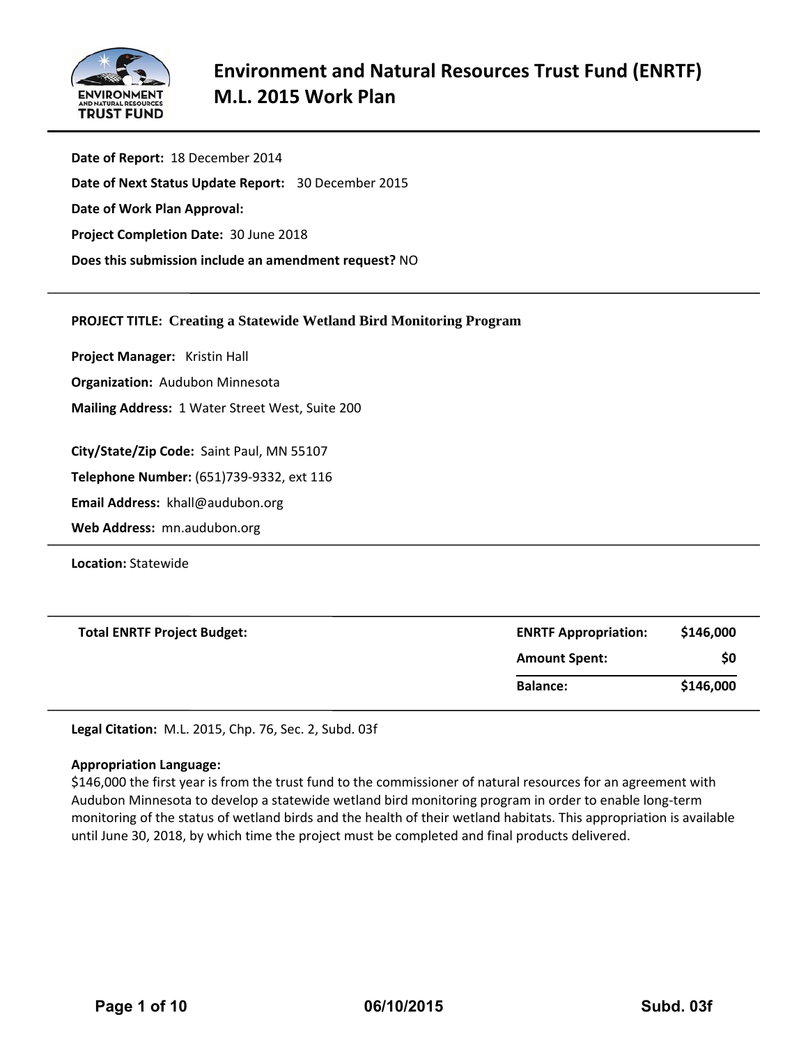# Environment and Natural Resources Trust Fund (ENRTF) M.L. 2015 Work Plan

**Date of Report:** 18 December 2014

**Date of Next Status Update Report:** 30 December 2015

**Date of Work Plan Approval:**

**Project Completion Date:** 30 June 2018

**Does this submission include an amendment request?** NO

---

**PROJECT TITLE: Creating a Statewide Wetland Bird Monitoring Program**

**Project Manager:** Kristin Hall

**Organization:** Audubon Minnesota

**Mailing Address:** 1 Water Street West, Suite 200

**City/State/Zip Code:** Saint Paul, MN 55107

**Telephone Number:** (651)739-9332, ext 116

**Email Address:** khall@audubon.org

**Web Address:** mn.audubon.org

---

**Location:** Statewide

---

| **Total ENRTF Project Budget:** | **ENRTF Appropriation:** | **$146,000** |
|---|---|---|
| | **Amount Spent:** | **$0** |
| | **Balance:** | **$146,000** |

---

**Legal Citation:** M.L. 2015, Chp. 76, Sec. 2, Subd. 03f

**Appropriation Language:**
$146,000 the first year is from the trust fund to the commissioner of natural resources for an agreement with Audubon Minnesota to develop a statewide wetland bird monitoring program in order to enable long-term monitoring of the status of wetland birds and the health of their wetland habitats. This appropriation is available until June 30, 2018, by which time the project must be completed and final products delivered.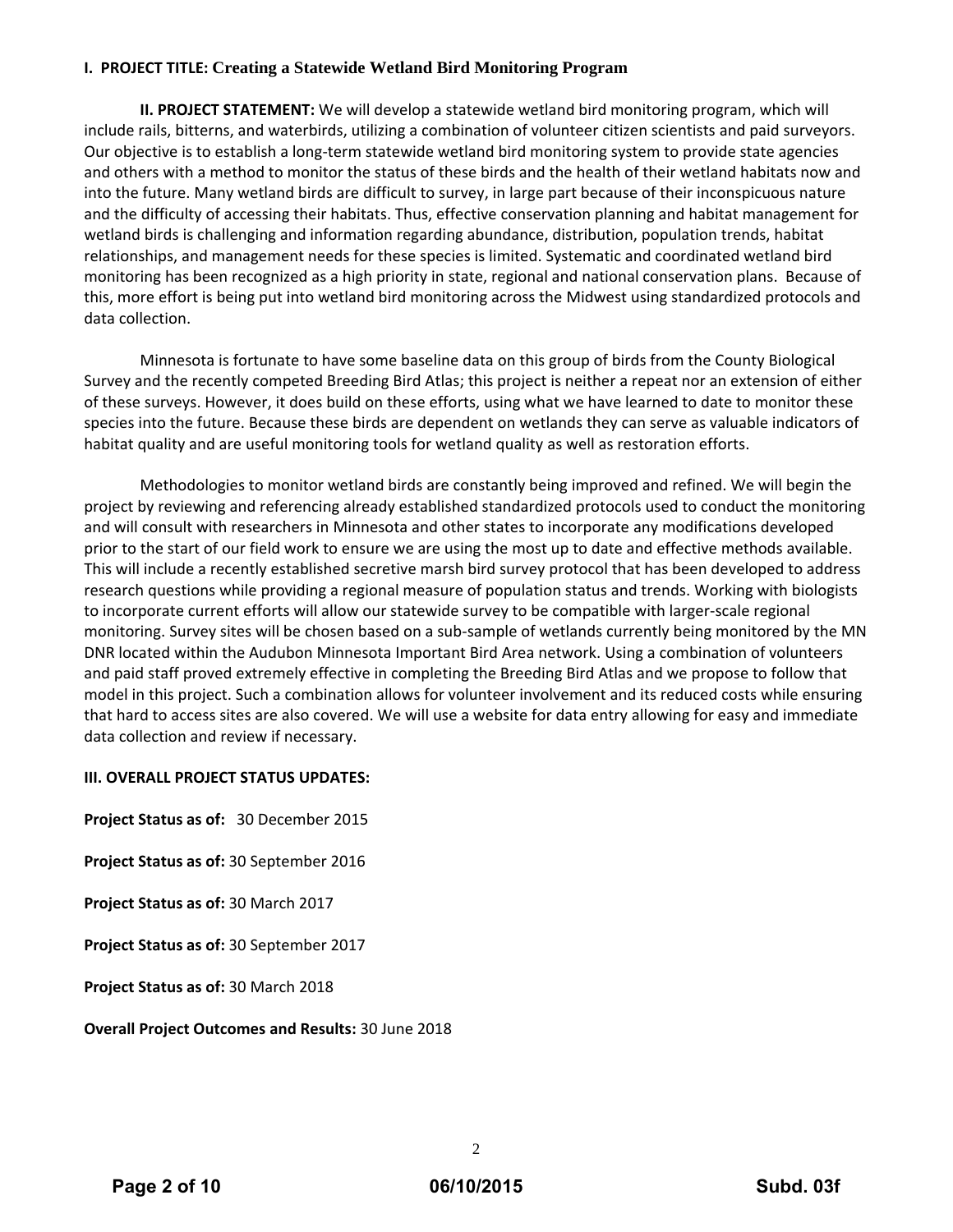**I. PROJECT TITLE: Creating a Statewide Wetland Bird Monitoring Program**

**II. PROJECT STATEMENT:** We will develop a statewide wetland bird monitoring program, which will include rails, bitterns, and waterbirds, utilizing a combination of volunteer citizen scientists and paid surveyors. Our objective is to establish a long-term statewide wetland bird monitoring system to provide state agencies and others with a method to monitor the status of these birds and the health of their wetland habitats now and into the future. Many wetland birds are difficult to survey, in large part because of their inconspicuous nature and the difficulty of accessing their habitats. Thus, effective conservation planning and habitat management for wetland birds is challenging and information regarding abundance, distribution, population trends, habitat relationships, and management needs for these species is limited. Systematic and coordinated wetland bird monitoring has been recognized as a high priority in state, regional and national conservation plans. Because of this, more effort is being put into wetland bird monitoring across the Midwest using standardized protocols and data collection.

Minnesota is fortunate to have some baseline data on this group of birds from the County Biological Survey and the recently competed Breeding Bird Atlas; this project is neither a repeat nor an extension of either of these surveys. However, it does build on these efforts, using what we have learned to date to monitor these species into the future. Because these birds are dependent on wetlands they can serve as valuable indicators of habitat quality and are useful monitoring tools for wetland quality as well as restoration efforts.

Methodologies to monitor wetland birds are constantly being improved and refined. We will begin the project by reviewing and referencing already established standardized protocols used to conduct the monitoring and will consult with researchers in Minnesota and other states to incorporate any modifications developed prior to the start of our field work to ensure we are using the most up to date and effective methods available. This will include a recently established secretive marsh bird survey protocol that has been developed to address research questions while providing a regional measure of population status and trends. Working with biologists to incorporate current efforts will allow our statewide survey to be compatible with larger-scale regional monitoring. Survey sites will be chosen based on a sub-sample of wetlands currently being monitored by the MN DNR located within the Audubon Minnesota Important Bird Area network. Using a combination of volunteers and paid staff proved extremely effective in completing the Breeding Bird Atlas and we propose to follow that model in this project. Such a combination allows for volunteer involvement and its reduced costs while ensuring that hard to access sites are also covered. We will use a website for data entry allowing for easy and immediate data collection and review if necessary.

**III. OVERALL PROJECT STATUS UPDATES:**

**Project Status as of:** 30 December 2015

**Project Status as of:** 30 September 2016

**Project Status as of:** 30 March 2017

**Project Status as of:** 30 September 2017

**Project Status as of:** 30 March 2018

**Overall Project Outcomes and Results:** 30 June 2018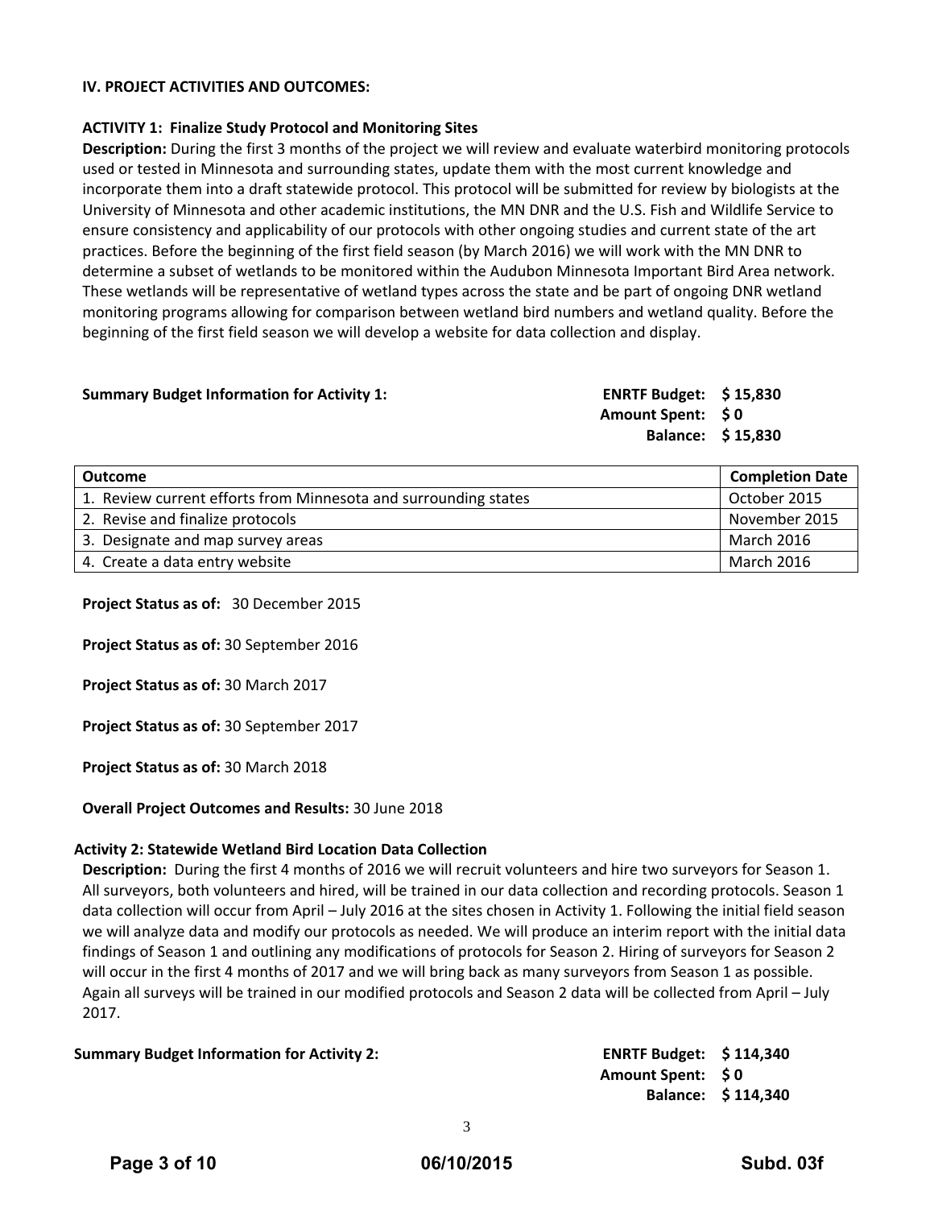## IV. PROJECT ACTIVITIES AND OUTCOMES:

### ACTIVITY 1: Finalize Study Protocol and Monitoring Sites

**Description:** During the first 3 months of the project we will review and evaluate waterbird monitoring protocols used or tested in Minnesota and surrounding states, update them with the most current knowledge and incorporate them into a draft statewide protocol. This protocol will be submitted for review by biologists at the University of Minnesota and other academic institutions, the MN DNR and the U.S. Fish and Wildlife Service to ensure consistency and applicability of our protocols with other ongoing studies and current state of the art practices. Before the beginning of the first field season (by March 2016) we will work with the MN DNR to determine a subset of wetlands to be monitored within the Audubon Minnesota Important Bird Area network. These wetlands will be representative of wetland types across the state and be part of ongoing DNR wetland monitoring programs allowing for comparison between wetland bird numbers and wetland quality. Before the beginning of the first field season we will develop a website for data collection and display.

**Summary Budget Information for Activity 1:**

**ENRTF Budget: $ 15,830**
**Amount Spent: $ 0**
**Balance: $ 15,830**

| Outcome | Completion Date |
|---|---|
| 1. Review current efforts from Minnesota and surrounding states | October 2015 |
| 2. Revise and finalize protocols | November 2015 |
| 3. Designate and map survey areas | March 2016 |
| 4. Create a data entry website | March 2016 |

**Project Status as of:** 30 December 2015

**Project Status as of:** 30 September 2016

**Project Status as of:** 30 March 2017

**Project Status as of:** 30 September 2017

**Project Status as of:** 30 March 2018

**Overall Project Outcomes and Results:** 30 June 2018

### Activity 2: Statewide Wetland Bird Location Data Collection

**Description:** During the first 4 months of 2016 we will recruit volunteers and hire two surveyors for Season 1. All surveyors, both volunteers and hired, will be trained in our data collection and recording protocols. Season 1 data collection will occur from April – July 2016 at the sites chosen in Activity 1. Following the initial field season we will analyze data and modify our protocols as needed. We will produce an interim report with the initial data findings of Season 1 and outlining any modifications of protocols for Season 2. Hiring of surveyors for Season 2 will occur in the first 4 months of 2017 and we will bring back as many surveyors from Season 1 as possible. Again all surveys will be trained in our modified protocols and Season 2 data will be collected from April – July 2017.

**Summary Budget Information for Activity 2:**

**ENRTF Budget: $ 114,340**
**Amount Spent: $ 0**
**Balance: $ 114,340**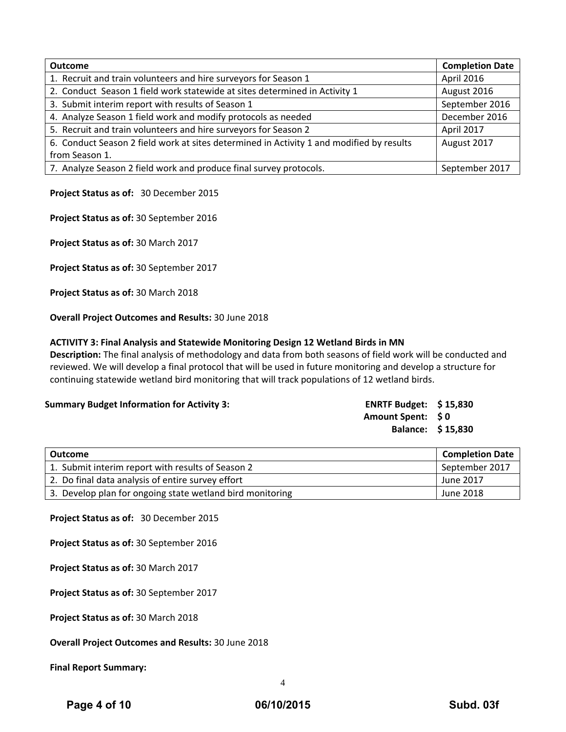| Outcome | Completion Date |
|---|---|
| 1. Recruit and train volunteers and hire surveyors for Season 1 | April 2016 |
| 2. Conduct Season 1 field work statewide at sites determined in Activity 1 | August 2016 |
| 3. Submit interim report with results of Season 1 | September 2016 |
| 4. Analyze Season 1 field work and modify protocols as needed | December 2016 |
| 5. Recruit and train volunteers and hire surveyors for Season 2 | April 2017 |
| 6. Conduct Season 2 field work at sites determined in Activity 1 and modified by results from Season 1. | August 2017 |
| 7. Analyze Season 2 field work and produce final survey protocols. | September 2017 |

**Project Status as of:** 30 December 2015

**Project Status as of:** 30 September 2016

**Project Status as of:** 30 March 2017

**Project Status as of:** 30 September 2017

**Project Status as of:** 30 March 2018

**Overall Project Outcomes and Results:** 30 June 2018

**ACTIVITY 3: Final Analysis and Statewide Monitoring Design 12 Wetland Birds in MN**

**Description:** The final analysis of methodology and data from both seasons of field work will be conducted and reviewed. We will develop a final protocol that will be used in future monitoring and develop a structure for continuing statewide wetland bird monitoring that will track populations of 12 wetland birds.

**Summary Budget Information for Activity 3:**

**ENRTF Budget: $ 15,830**
**Amount Spent: $ 0**
**Balance: $ 15,830**

| Outcome | Completion Date |
|---|---|
| 1. Submit interim report with results of Season 2 | September 2017 |
| 2. Do final data analysis of entire survey effort | June 2017 |
| 3. Develop plan for ongoing state wetland bird monitoring | June 2018 |

**Project Status as of:** 30 December 2015

**Project Status as of:** 30 September 2016

**Project Status as of:** 30 March 2017

**Project Status as of:** 30 September 2017

**Project Status as of:** 30 March 2018

**Overall Project Outcomes and Results:** 30 June 2018

**Final Report Summary:**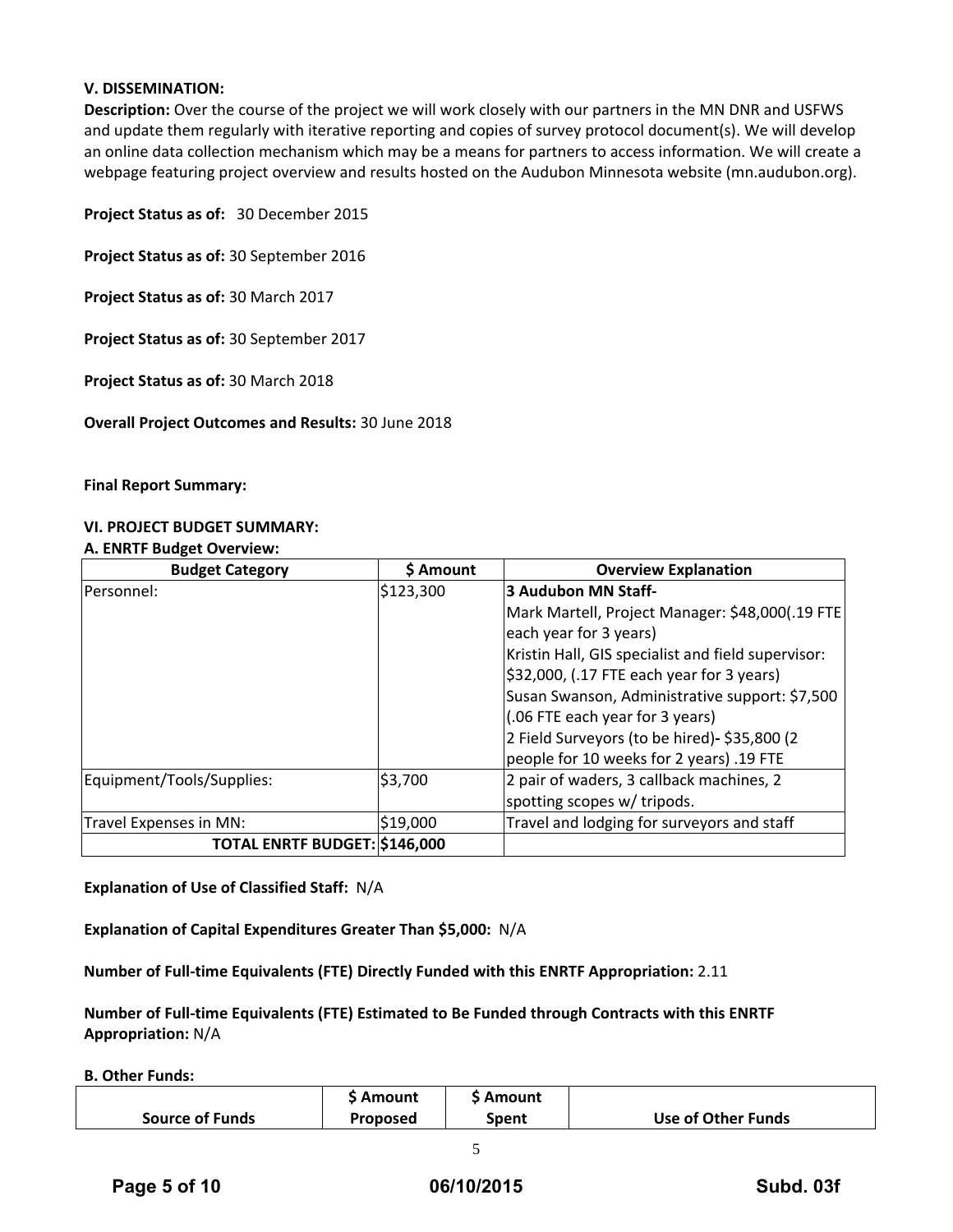**V. DISSEMINATION:**

**Description:** Over the course of the project we will work closely with our partners in the MN DNR and USFWS and update them regularly with iterative reporting and copies of survey protocol document(s). We will develop an online data collection mechanism which may be a means for partners to access information. We will create a webpage featuring project overview and results hosted on the Audubon Minnesota website (mn.audubon.org).

**Project Status as of:** 30 December 2015

**Project Status as of:** 30 September 2016

**Project Status as of:** 30 March 2017

**Project Status as of:** 30 September 2017

**Project Status as of:** 30 March 2018

**Overall Project Outcomes and Results:** 30 June 2018

**Final Report Summary:**

**VI. PROJECT BUDGET SUMMARY:**

**A. ENRTF Budget Overview:**

| Budget Category | $ Amount | Overview Explanation |
|---|---|---|
| Personnel: | $123,300 | **3 Audubon MN Staff-** Mark Martell, Project Manager: $48,000(.19 FTE each year for 3 years) Kristin Hall, GIS specialist and field supervisor: $32,000, (.17 FTE each year for 3 years) Susan Swanson, Administrative support: $7,500 (.06 FTE each year for 3 years) 2 Field Surveyors (to be hired)**-** $35,800 (2 people for 10 weeks for 2 years) .19 FTE |
| Equipment/Tools/Supplies: | $3,700 | 2 pair of waders, 3 callback machines, 2 spotting scopes w/ tripods. |
| Travel Expenses in MN: | $19,000 | Travel and lodging for surveyors and staff |
| **TOTAL ENRTF BUDGET:** | **$146,000** | |

**Explanation of Use of Classified Staff:** N/A

**Explanation of Capital Expenditures Greater Than $5,000:** N/A

**Number of Full-time Equivalents (FTE) Directly Funded with this ENRTF Appropriation:** 2.11

**Number of Full-time Equivalents (FTE) Estimated to Be Funded through Contracts with this ENRTF Appropriation:** N/A

**B. Other Funds:**

| Source of Funds | $ Amount Proposed | $ Amount Spent | Use of Other Funds |
|---|---|---|---|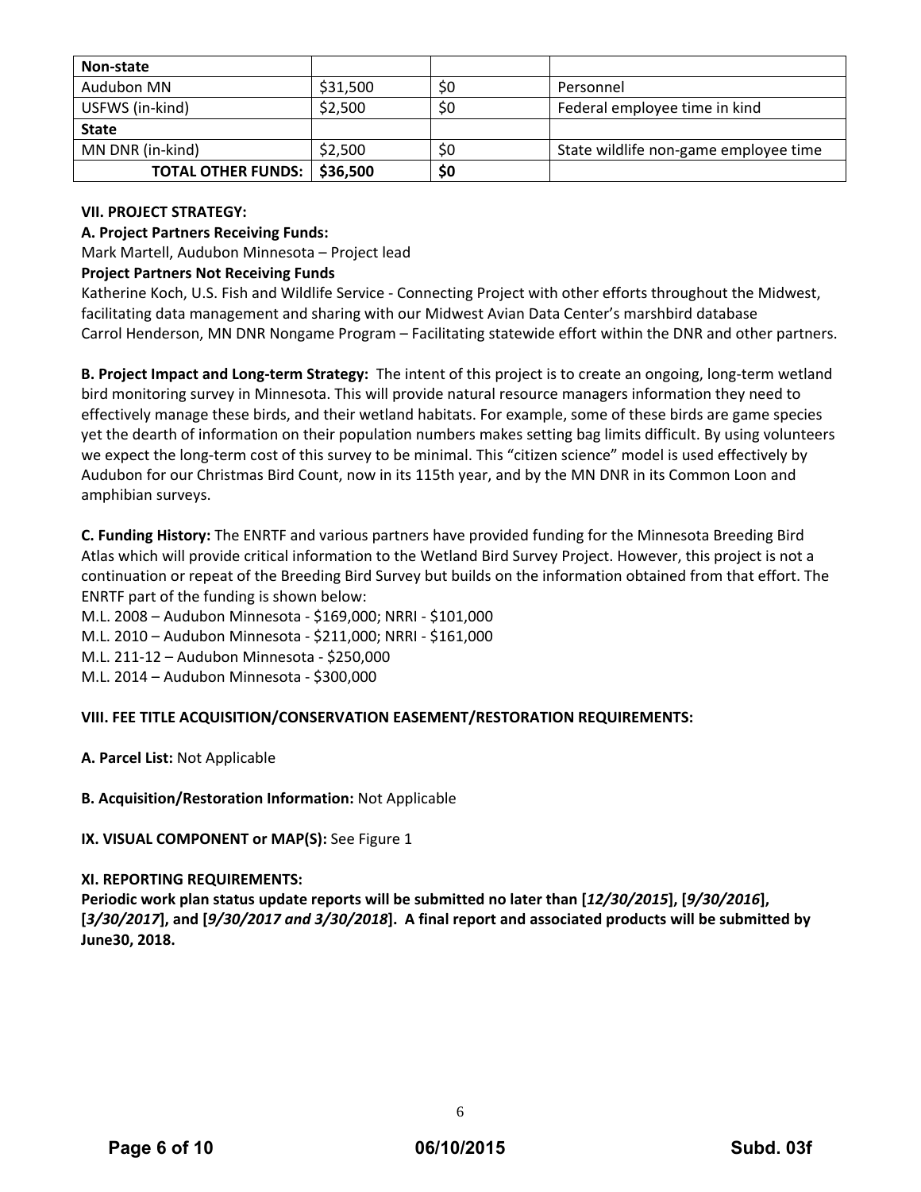| Non-state | | | |
|---|---|---|---|
| Audubon MN | $31,500 | $0 | Personnel |
| USFWS (in-kind) | $2,500 | $0 | Federal employee time in kind |
| **State** | | | |
| MN DNR (in-kind) | $2,500 | $0 | State wildlife non-game employee time |
| **TOTAL OTHER FUNDS:** | **$36,500** | **$0** | |

**VII. PROJECT STRATEGY:**

**A. Project Partners Receiving Funds:**

Mark Martell, Audubon Minnesota – Project lead

**Project Partners Not Receiving Funds**

Katherine Koch, U.S. Fish and Wildlife Service - Connecting Project with other efforts throughout the Midwest, facilitating data management and sharing with our Midwest Avian Data Center's marshbird database

Carrol Henderson, MN DNR Nongame Program – Facilitating statewide effort within the DNR and other partners.

**B. Project Impact and Long-term Strategy:** The intent of this project is to create an ongoing, long-term wetland bird monitoring survey in Minnesota. This will provide natural resource managers information they need to effectively manage these birds, and their wetland habitats. For example, some of these birds are game species yet the dearth of information on their population numbers makes setting bag limits difficult. By using volunteers we expect the long-term cost of this survey to be minimal. This "citizen science" model is used effectively by Audubon for our Christmas Bird Count, now in its 115th year, and by the MN DNR in its Common Loon and amphibian surveys.

**C. Funding History:** The ENRTF and various partners have provided funding for the Minnesota Breeding Bird Atlas which will provide critical information to the Wetland Bird Survey Project. However, this project is not a continuation or repeat of the Breeding Bird Survey but builds on the information obtained from that effort. The ENRTF part of the funding is shown below:

M.L. 2008 – Audubon Minnesota - $169,000; NRRI - $101,000

M.L. 2010 – Audubon Minnesota - $211,000; NRRI - $161,000

M.L. 211-12 – Audubon Minnesota - $250,000

M.L. 2014 – Audubon Minnesota - $300,000

**VIII. FEE TITLE ACQUISITION/CONSERVATION EASEMENT/RESTORATION REQUIREMENTS:**

**A. Parcel List:** Not Applicable

**B. Acquisition/Restoration Information:** Not Applicable

**IX. VISUAL COMPONENT or MAP(S):** See Figure 1

**XI. REPORTING REQUIREMENTS:**

**Periodic work plan status update reports will be submitted no later than [*12/30/2015*], [*9/30/2016*], [*3/30/2017*], and [*9/30/2017 and 3/30/2018*]. A final report and associated products will be submitted by June30, 2018.**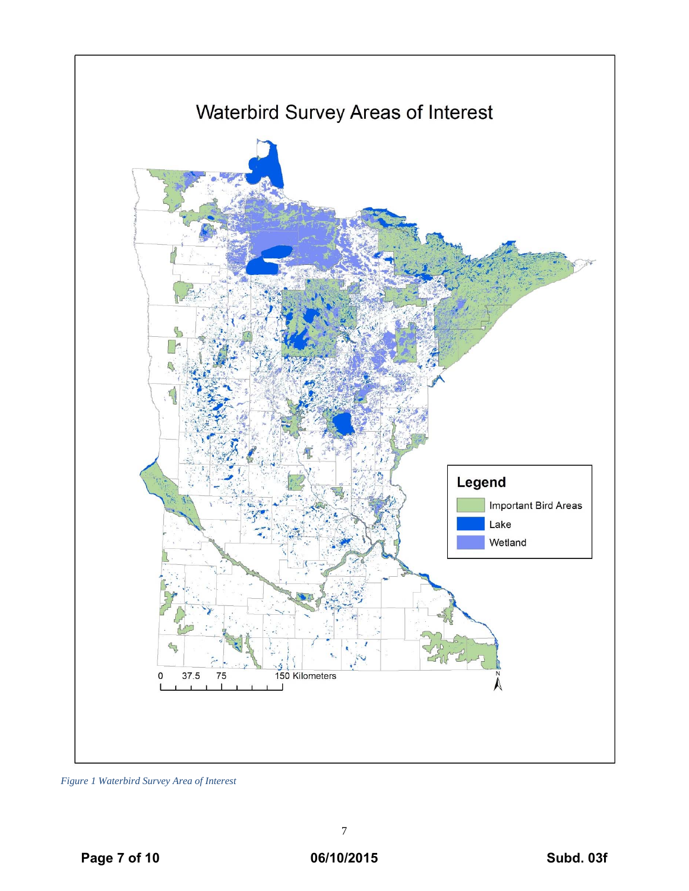# Waterbird Survey Areas of Interest

**Legend**

- Important Bird Areas
- Lake
- Wetland

0 37.5 75 150 Kilometers

N

*Figure 1 Waterbird Survey Area of Interest*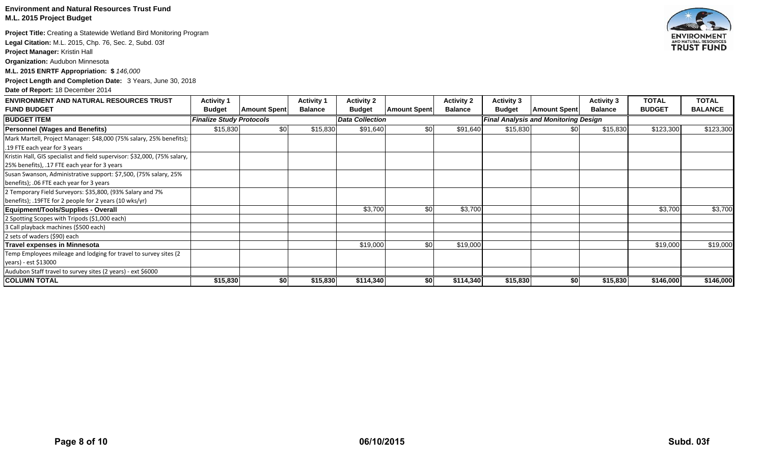**Environment and Natural Resources Trust Fund**
**M.L. 2015 Project Budget**

**Project Title:** Creating a Statewide Wetland Bird Monitoring Program
**Legal Citation:** M.L. 2015, Chp. 76, Sec. 2, Subd. 03f
**Project Manager:** Kristin Hall
**Organization:** Audubon Minnesota
**M.L. 2015 ENRTF Appropriation: $** *146,000*
**Project Length and Completion Date:** 3 Years, June 30, 2018
**Date of Report:** 18 December 2014

| ENVIRONMENT AND NATURAL RESOURCES TRUST FUND BUDGET | Activity 1 Budget | Amount Spent | Activity 1 Balance | Activity 2 Budget | Amount Spent | Activity 2 Balance | Activity 3 Budget | Amount Spent | Activity 3 Balance | TOTAL BUDGET | TOTAL BALANCE |
|---|---|---|---|---|---|---|---|---|---|---|---|
| **BUDGET ITEM** | *Finalize Study Protocols* | | | *Data Collection* | | | *Final Analysis and Monitoring Design* | | | | |
| **Personnel (Wages and Benefits)** | $15,830 | $0 | $15,830 | $91,640 | $0 | $91,640 | $15,830 | $0 | $15,830 | $123,300 | $123,300 |
| Mark Martell, Project Manager: $48,000 (75% salary, 25% benefits); .19 FTE each year for 3 years | | | | | | | | | | | |
| Kristin Hall, GIS specialist and field supervisor: $32,000, (75% salary, 25% benefits), .17 FTE each year for 3 years | | | | | | | | | | | |
| Susan Swanson, Administrative support: $7,500, (75% salary, 25% benefits); .06 FTE each year for 3 years | | | | | | | | | | | |
| 2 Temporary Field Surveyors: $35,800, (93% Salary and 7% benefits); .19FTE for 2 people for 2 years (10 wks/yr) | | | | | | | | | | | |
| **Equipment/Tools/Supplies - Overall** | | | | $3,700 | $0 | $3,700 | | | | $3,700 | $3,700 |
| 2 Spotting Scopes with Tripods ($1,000 each) | | | | | | | | | | | |
| 3 Call playback machines ($500 each) | | | | | | | | | | | |
| 2 sets of waders ($90) each | | | | | | | | | | | |
| **Travel expenses in Minnesota** | | | | $19,000 | $0 | $19,000 | | | | $19,000 | $19,000 |
| Temp Employees mileage and lodging for travel to survey sites (2 years) - est $13000 | | | | | | | | | | | |
| Audubon Staff travel to survey sites (2 years) - ext $6000 | | | | | | | | | | | |
| **COLUMN TOTAL** | **$15,830** | **$0** | **$15,830** | **$114,340** | **$0** | **$114,340** | **$15,830** | **$0** | **$15,830** | **$146,000** | **$146,000** |

06/10/2015

Subd. 03f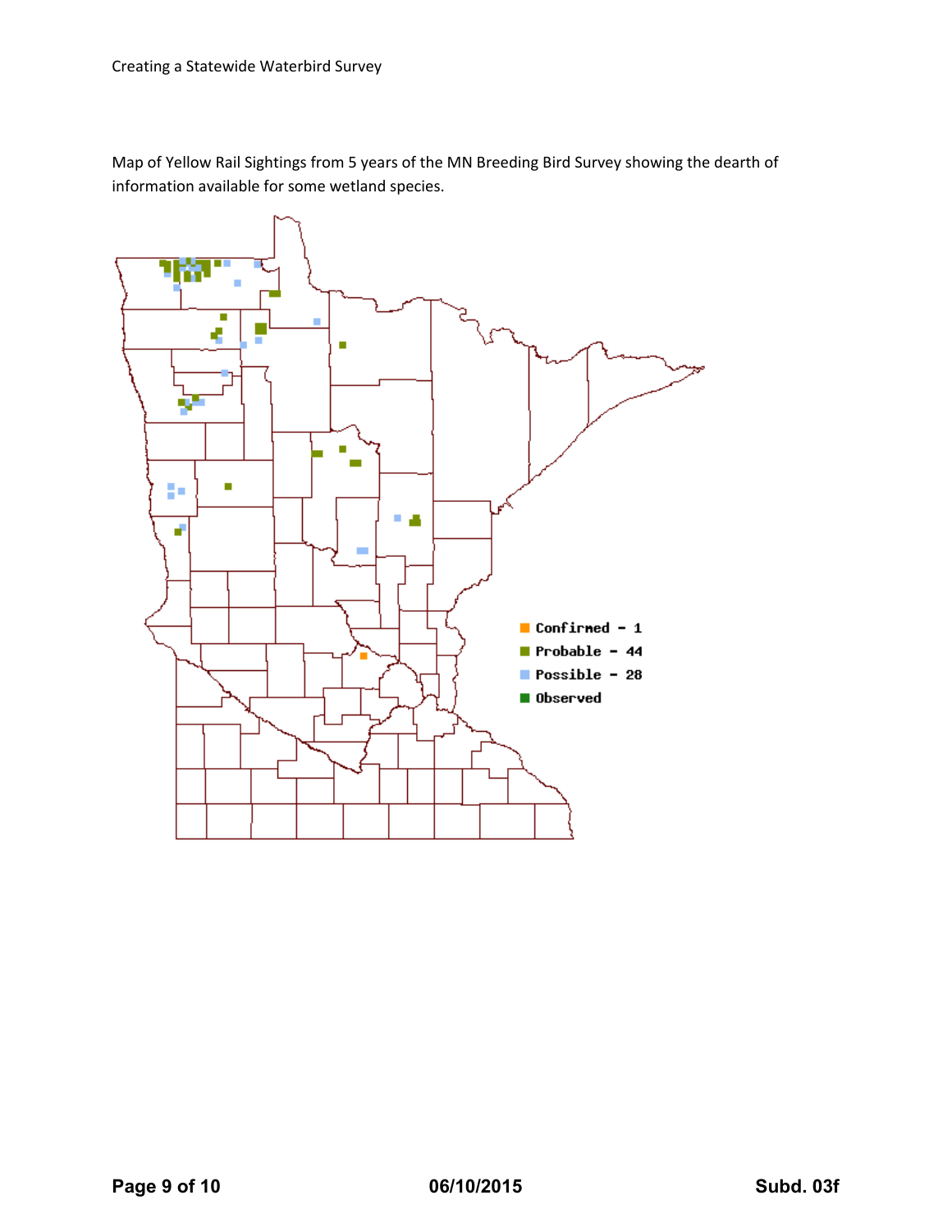Map of Yellow Rail Sightings from 5 years of the MN Breeding Bird Survey showing the dearth of information available for some wetland species.

Confirmed - 1

Probable - 44

Possible - 28

Observed